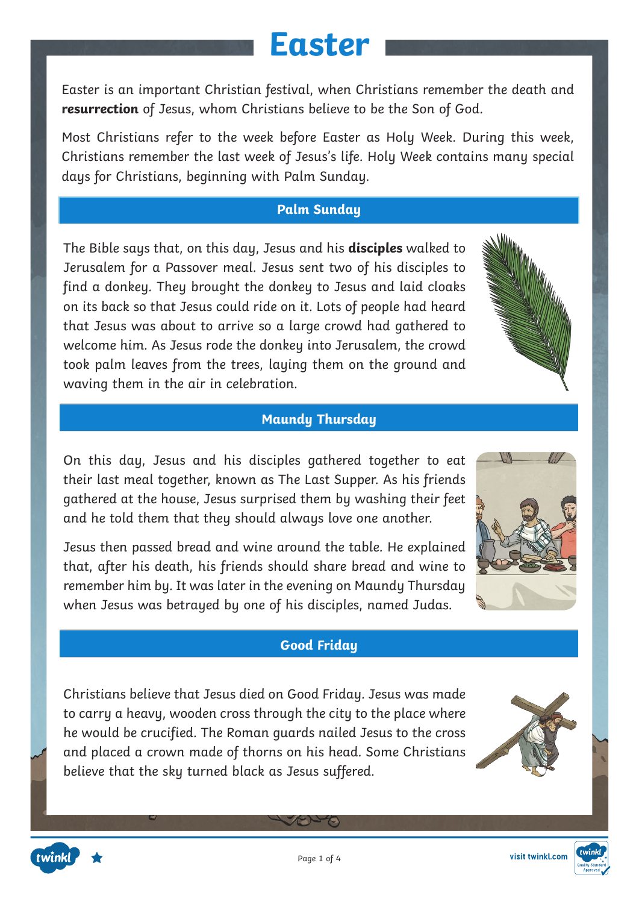# Easter

Easter is an important Christian festival, when Christians remember the death and **resurrection** of Jesus, whom Christians believe to be the Son of God.

Most Christians refer to the week before Easter as Holy Week. During this week, Christians remember the last week of Jesus's life. Holy Week contains many special days for Christians, beginning with Palm Sunday.

## Palm Sunday

The Bible says that, on this day, Jesus and his **disciples** walked to Jerusalem for a Passover meal. Jesus sent two of his disciples to find a donkey. They brought the donkey to Jesus and laid cloaks on its back so that Jesus could ride on it. Lots of people had heard that Jesus was about to arrive so a large crowd had gathered to welcome him. As Jesus rode the donkey into Jerusalem, the crowd took palm leaves from the trees, laying them on the ground and waving them in the air in celebration.

## Maundy Thursday

On this day, Jesus and his disciples gathered together to eat their last meal together, known as The Last Supper. As his friends gathered at the house, Jesus surprised them by washing their feet and he told them that they should always love one another.

Jesus then passed bread and wine around the table. He explained that, after his death, his friends should share bread and wine to remember him by. It was later in the evening on Maundy Thursday when Jesus was betrayed by one of his disciples, named Judas.

## Good Friday

Christians believe that Jesus died on Good Friday. Jesus was made to carry a heavy, wooden cross through the city to the place where he would be crucified. The Roman guards nailed Jesus to the cross and placed a crown made of thorns on his head. Some Christians believe that the sky turned black as Jesus suffered.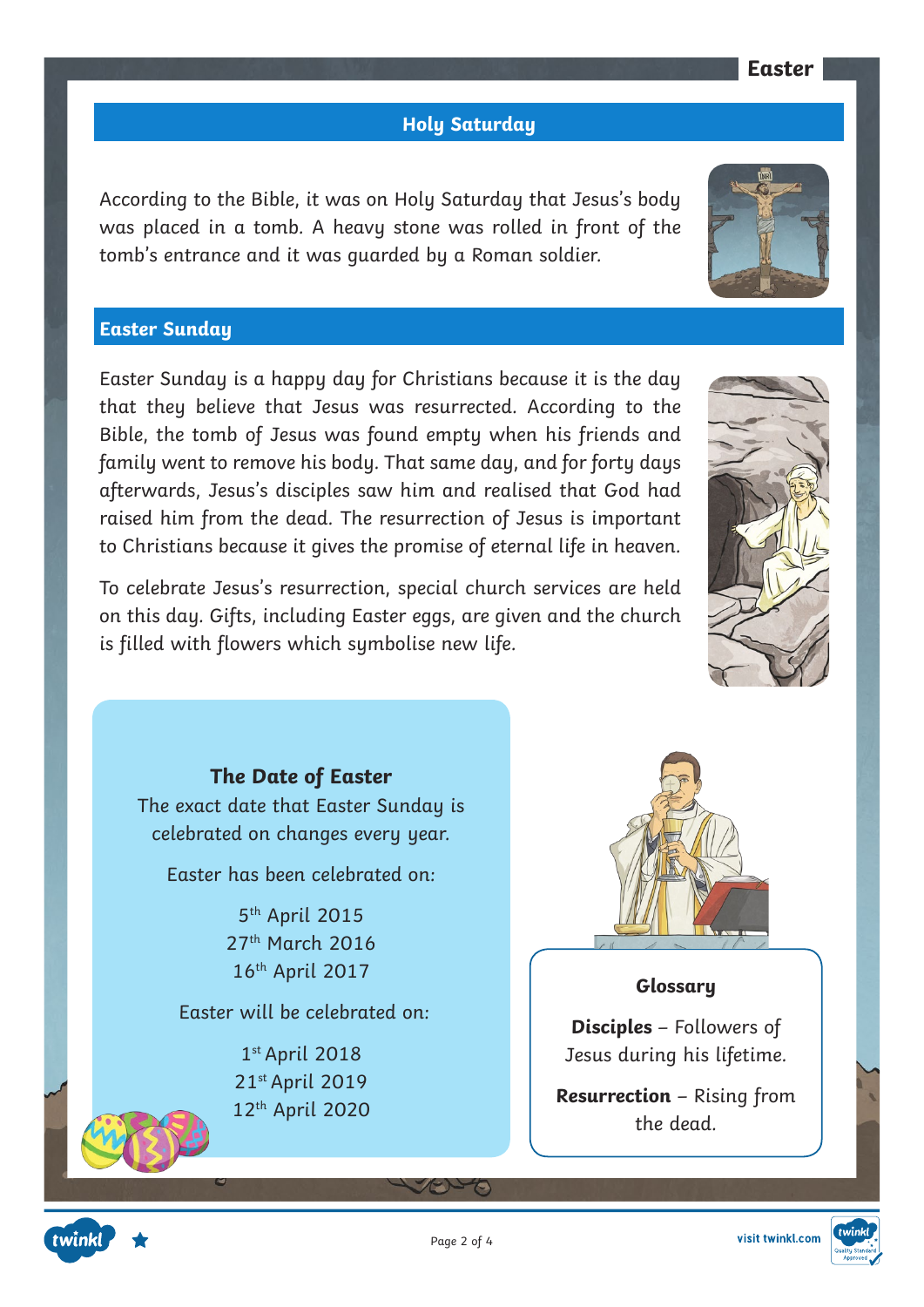## Holy Saturday

According to the Bible, it was on Holy Saturday that Jesus's body was placed in a tomb. A heavy stone was rolled in front of the tomb's entrance and it was guarded by a Roman soldier.

## Easter Sunday

Easter Sunday is a happy day for Christians because it is the day that they believe that Jesus was resurrected. According to the Bible, the tomb of Jesus was found empty when his friends and family went to remove his body. That same day, and for forty days afterwards, Jesus's disciples saw him and realised that God had raised him from the dead. The resurrection of Jesus is important to Christians because it gives the promise of eternal life in heaven.

To celebrate Jesus's resurrection, special church services are held on this day. Gifts, including Easter eggs, are given and the church is filled with flowers which symbolise new life.

### The Date of Easter

The exact date that Easter Sunday is celebrated on changes every year.

Easter has been celebrated on:

5th April 2015
27th March 2016
16th April 2017

Easter will be celebrated on:

1st April 2018
21st April 2019
12th April 2020

### Glossary

**Disciples** – Followers of Jesus during his lifetime.

**Resurrection** – Rising from the dead.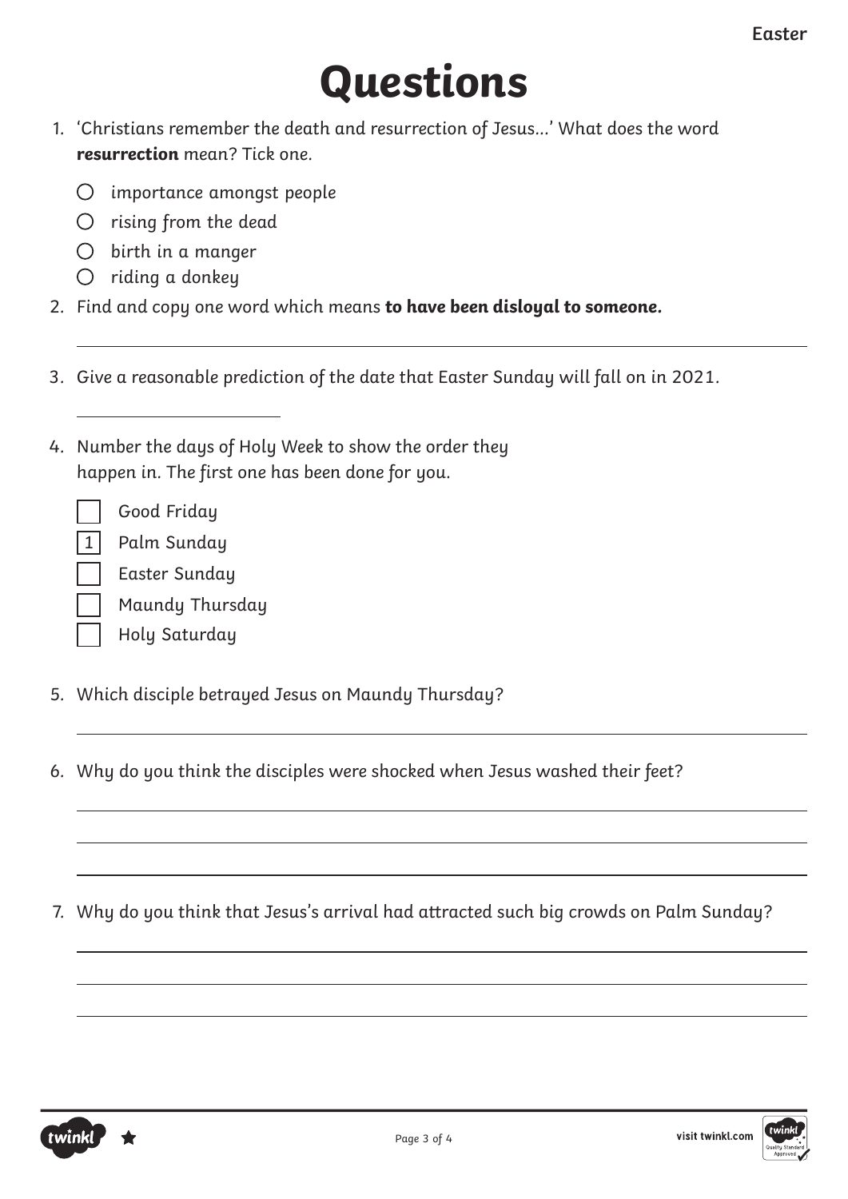# Questions

1. 'Christians remember the death and resurrection of Jesus...' What does the word **resurrection** mean? Tick one.

   - ○ importance amongst people
   - ○ rising from the dead
   - ○ birth in a manger
   - ○ riding a donkey

2. Find and copy one word which means **to have been disloyal to someone.**

   ______________________________

3. Give a reasonable prediction of the date that Easter Sunday will fall on in 2021.

   ______________________________

4. Number the days of Holy Week to show the order they happen in. The first one has been done for you.

   - [ ] Good Friday
   - [1] Palm Sunday
   - [ ] Easter Sunday
   - [ ] Maundy Thursday
   - [ ] Holy Saturday

5. Which disciple betrayed Jesus on Maundy Thursday?

   ______________________________

6. Why do you think the disciples were shocked when Jesus washed their feet?

   ______________________________

   ______________________________

   ______________________________

7. Why do you think that Jesus's arrival had attracted such big crowds on Palm Sunday?

   ______________________________

   ______________________________

   ______________________________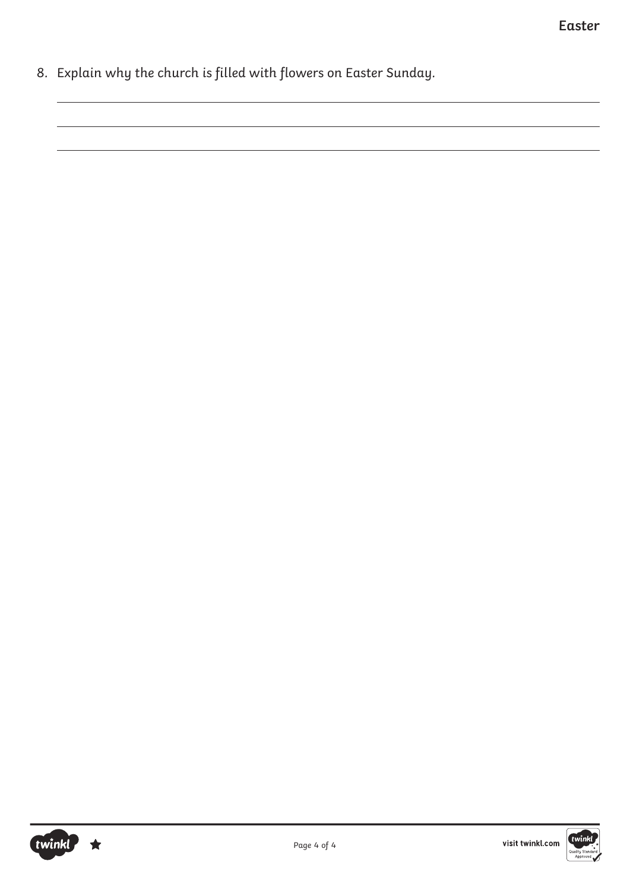8. Explain why the church is filled with flowers on Easter Sunday.

_______________________________________________________________________________

_______________________________________________________________________________

_______________________________________________________________________________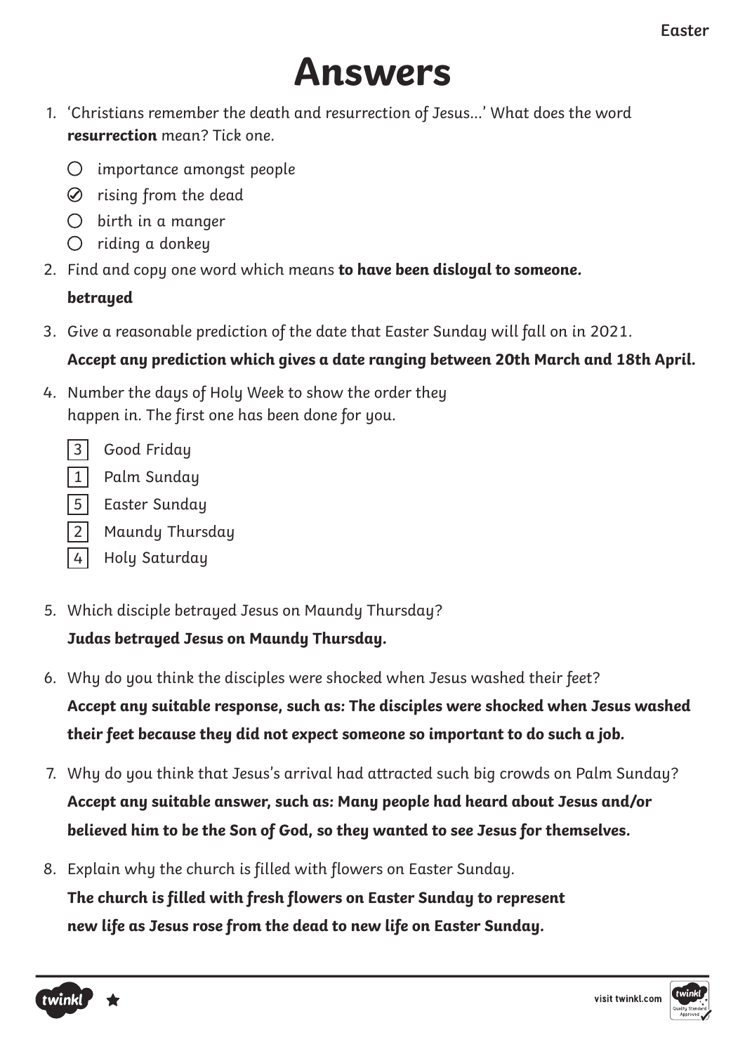# Answers

1. 'Christians remember the death and resurrection of Jesus...' What does the word **resurrection** mean? Tick one.

   - ○ importance amongst people
   - ☑ rising from the dead
   - ○ birth in a manger
   - ○ riding a donkey

2. Find and copy one word which means **to have been disloyal to someone.**

   **betrayed**

3. Give a reasonable prediction of the date that Easter Sunday will fall on in 2021.

   **Accept any prediction which gives a date ranging between 20th March and 18th April.**

4. Number the days of Holy Week to show the order they happen in. The first one has been done for you.

   - [3] Good Friday
   - [1] Palm Sunday
   - [5] Easter Sunday
   - [2] Maundy Thursday
   - [4] Holy Saturday

5. Which disciple betrayed Jesus on Maundy Thursday?

   **Judas betrayed Jesus on Maundy Thursday.**

6. Why do you think the disciples were shocked when Jesus washed their feet?

   **Accept any suitable response, such as: The disciples were shocked when Jesus washed their feet because they did not expect someone so important to do such a job.**

7. Why do you think that Jesus's arrival had attracted such big crowds on Palm Sunday?

   **Accept any suitable answer, such as: Many people had heard about Jesus and/or believed him to be the Son of God, so they wanted to see Jesus for themselves.**

8. Explain why the church is filled with flowers on Easter Sunday.

   **The church is filled with fresh flowers on Easter Sunday to represent new life as Jesus rose from the dead to new life on Easter Sunday.**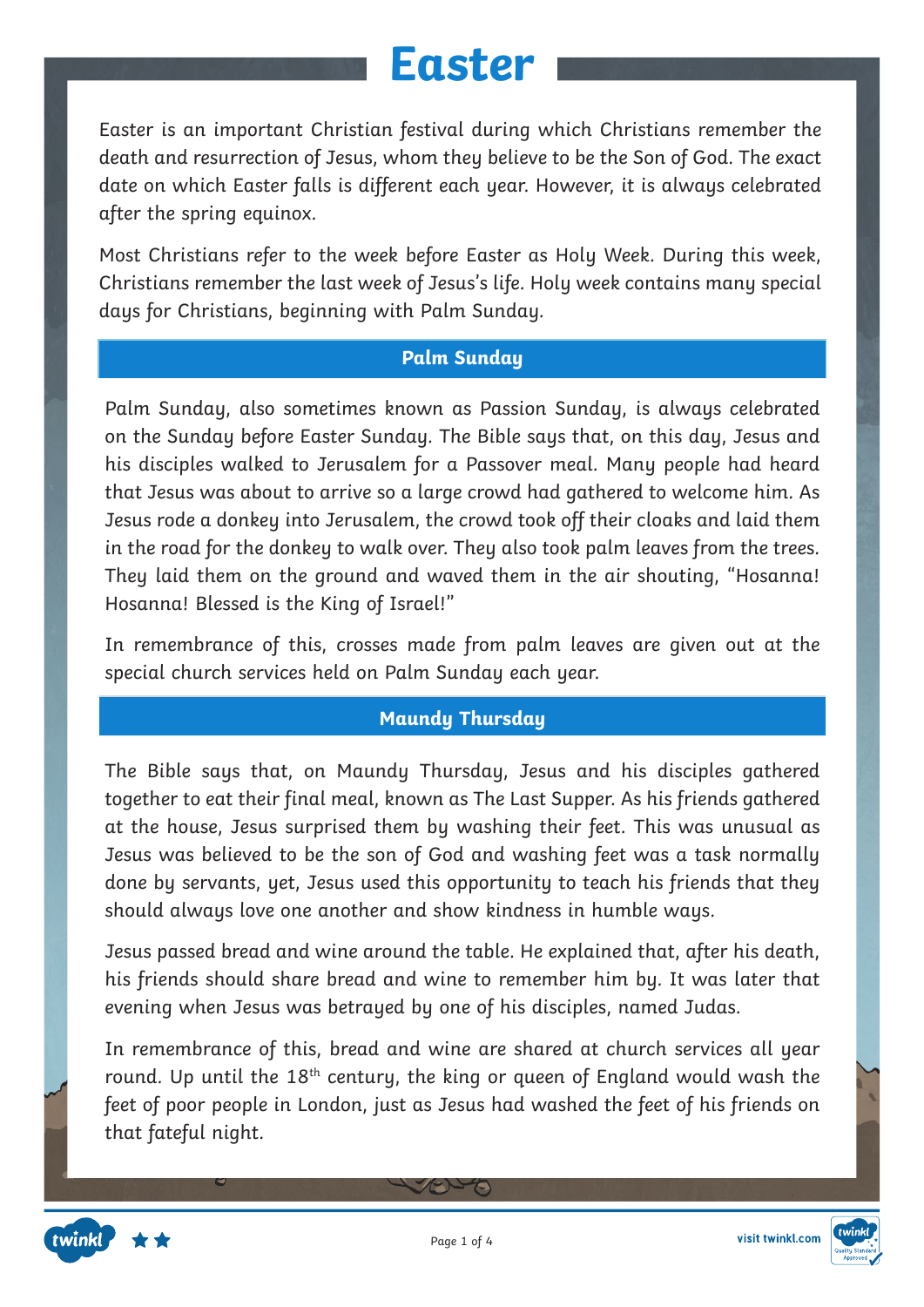# Easter

Easter is an important Christian festival during which Christians remember the death and resurrection of Jesus, whom they believe to be the Son of God. The exact date on which Easter falls is different each year. However, it is always celebrated after the spring equinox.

Most Christians refer to the week before Easter as Holy Week. During this week, Christians remember the last week of Jesus's life. Holy week contains many special days for Christians, beginning with Palm Sunday.

## Palm Sunday

Palm Sunday, also sometimes known as Passion Sunday, is always celebrated on the Sunday before Easter Sunday. The Bible says that, on this day, Jesus and his disciples walked to Jerusalem for a Passover meal. Many people had heard that Jesus was about to arrive so a large crowd had gathered to welcome him. As Jesus rode a donkey into Jerusalem, the crowd took off their cloaks and laid them in the road for the donkey to walk over. They also took palm leaves from the trees. They laid them on the ground and waved them in the air shouting, "Hosanna! Hosanna! Blessed is the King of Israel!"

In remembrance of this, crosses made from palm leaves are given out at the special church services held on Palm Sunday each year.

## Maundy Thursday

The Bible says that, on Maundy Thursday, Jesus and his disciples gathered together to eat their final meal, known as The Last Supper. As his friends gathered at the house, Jesus surprised them by washing their feet. This was unusual as Jesus was believed to be the son of God and washing feet was a task normally done by servants, yet, Jesus used this opportunity to teach his friends that they should always love one another and show kindness in humble ways.

Jesus passed bread and wine around the table. He explained that, after his death, his friends should share bread and wine to remember him by. It was later that evening when Jesus was betrayed by one of his disciples, named Judas.

In remembrance of this, bread and wine are shared at church services all year round. Up until the 18th century, the king or queen of England would wash the feet of poor people in London, just as Jesus had washed the feet of his friends on that fateful night.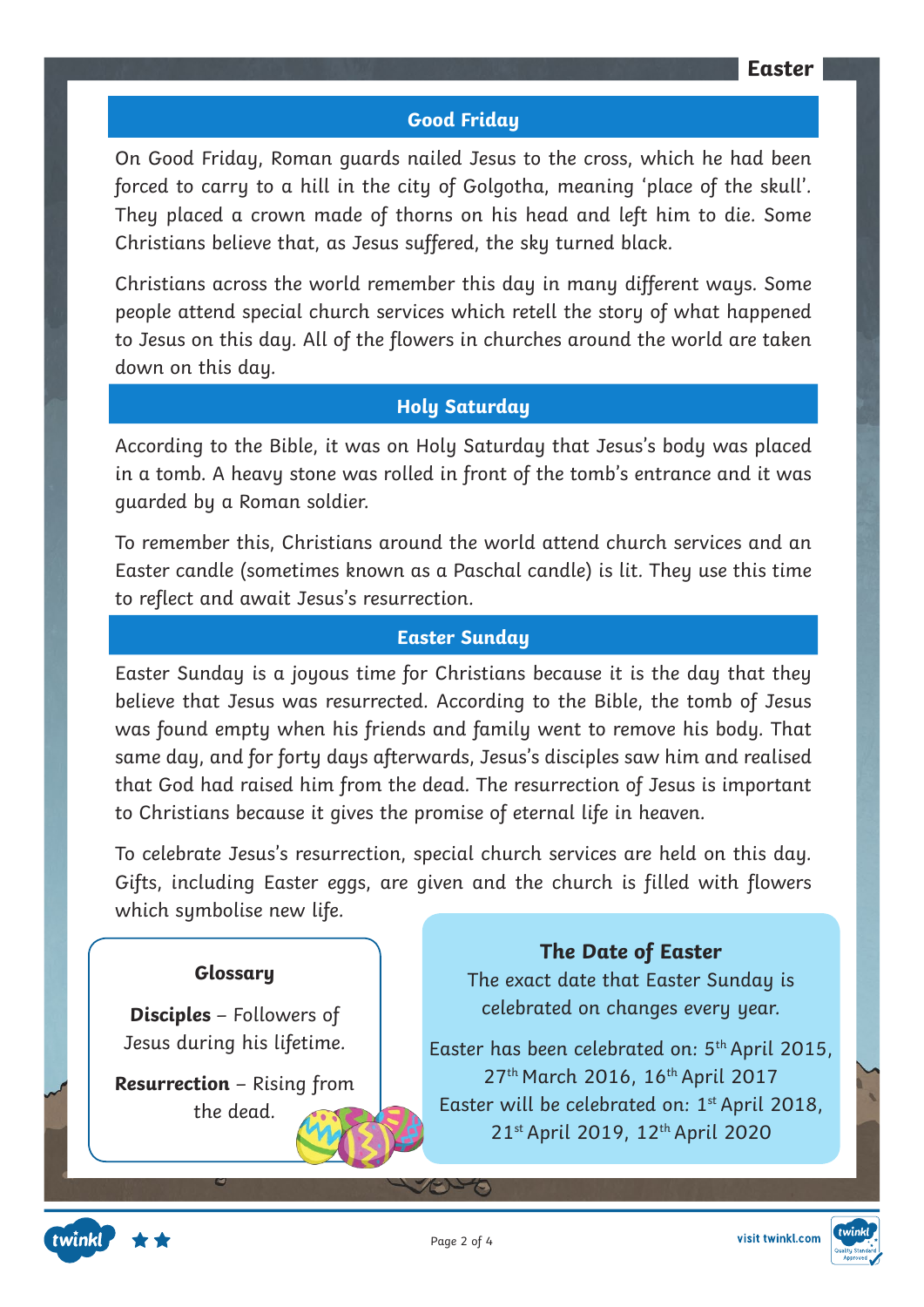## Good Friday

On Good Friday, Roman guards nailed Jesus to the cross, which he had been forced to carry to a hill in the city of Golgotha, meaning 'place of the skull'. They placed a crown made of thorns on his head and left him to die. Some Christians believe that, as Jesus suffered, the sky turned black.

Christians across the world remember this day in many different ways. Some people attend special church services which retell the story of what happened to Jesus on this day. All of the flowers in churches around the world are taken down on this day.

## Holy Saturday

According to the Bible, it was on Holy Saturday that Jesus's body was placed in a tomb. A heavy stone was rolled in front of the tomb's entrance and it was guarded by a Roman soldier.

To remember this, Christians around the world attend church services and an Easter candle (sometimes known as a Paschal candle) is lit. They use this time to reflect and await Jesus's resurrection.

## Easter Sunday

Easter Sunday is a joyous time for Christians because it is the day that they believe that Jesus was resurrected. According to the Bible, the tomb of Jesus was found empty when his friends and family went to remove his body. That same day, and for forty days afterwards, Jesus's disciples saw him and realised that God had raised him from the dead. The resurrection of Jesus is important to Christians because it gives the promise of eternal life in heaven.

To celebrate Jesus's resurrection, special church services are held on this day. Gifts, including Easter eggs, are given and the church is filled with flowers which symbolise new life.

### Glossary

**Disciples** – Followers of Jesus during his lifetime.

**Resurrection** – Rising from the dead.

### The Date of Easter

The exact date that Easter Sunday is celebrated on changes every year.

Easter has been celebrated on: 5th April 2015, 27th March 2016, 16th April 2017

Easter will be celebrated on: 1st April 2018, 21st April 2019, 12th April 2020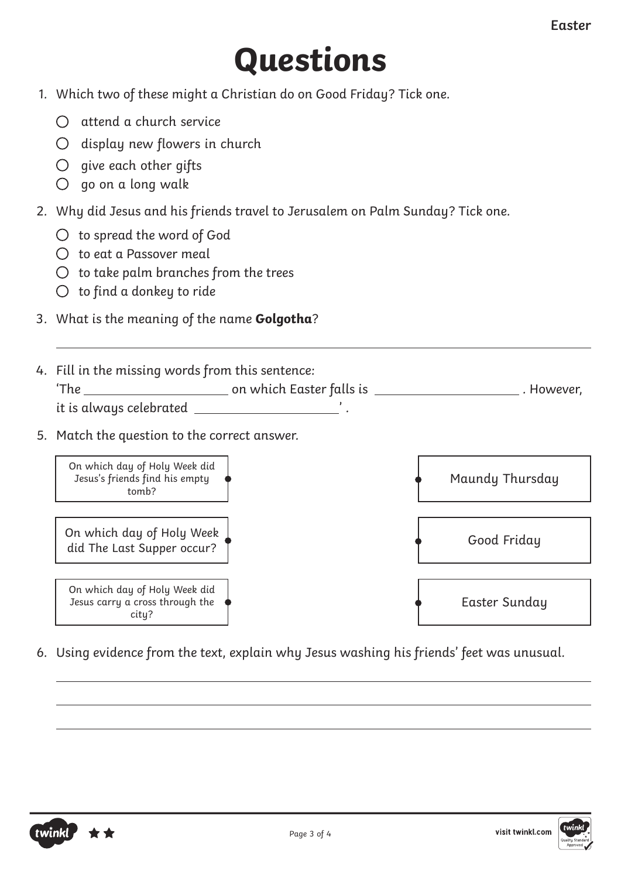# Questions

1. Which two of these might a Christian do on Good Friday? Tick one.
   - ◯ attend a church service
   - ◯ display new flowers in church
   - ◯ give each other gifts
   - ◯ go on a long walk

2. Why did Jesus and his friends travel to Jerusalem on Palm Sunday? Tick one.
   - ◯ to spread the word of God
   - ◯ to eat a Passover meal
   - ◯ to take palm branches from the trees
   - ◯ to find a donkey to ride

3. What is the meaning of the name **Golgotha**?

   ______________________________________________

4. Fill in the missing words from this sentence:
   'The ____________________ on which Easter falls is ____________________ . However, it is always celebrated ____________________' .

5. Match the question to the correct answer.

| Question | | Answer |
|---|---|---|
| On which day of Holy Week did Jesus's friends find his empty tomb? | | Maundy Thursday |
| On which day of Holy Week did The Last Supper occur? | | Good Friday |
| On which day of Holy Week did Jesus carry a cross through the city? | | Easter Sunday |

6. Using evidence from the text, explain why Jesus washing his friends' feet was unusual.

   ______________________________________________

   ______________________________________________

   ______________________________________________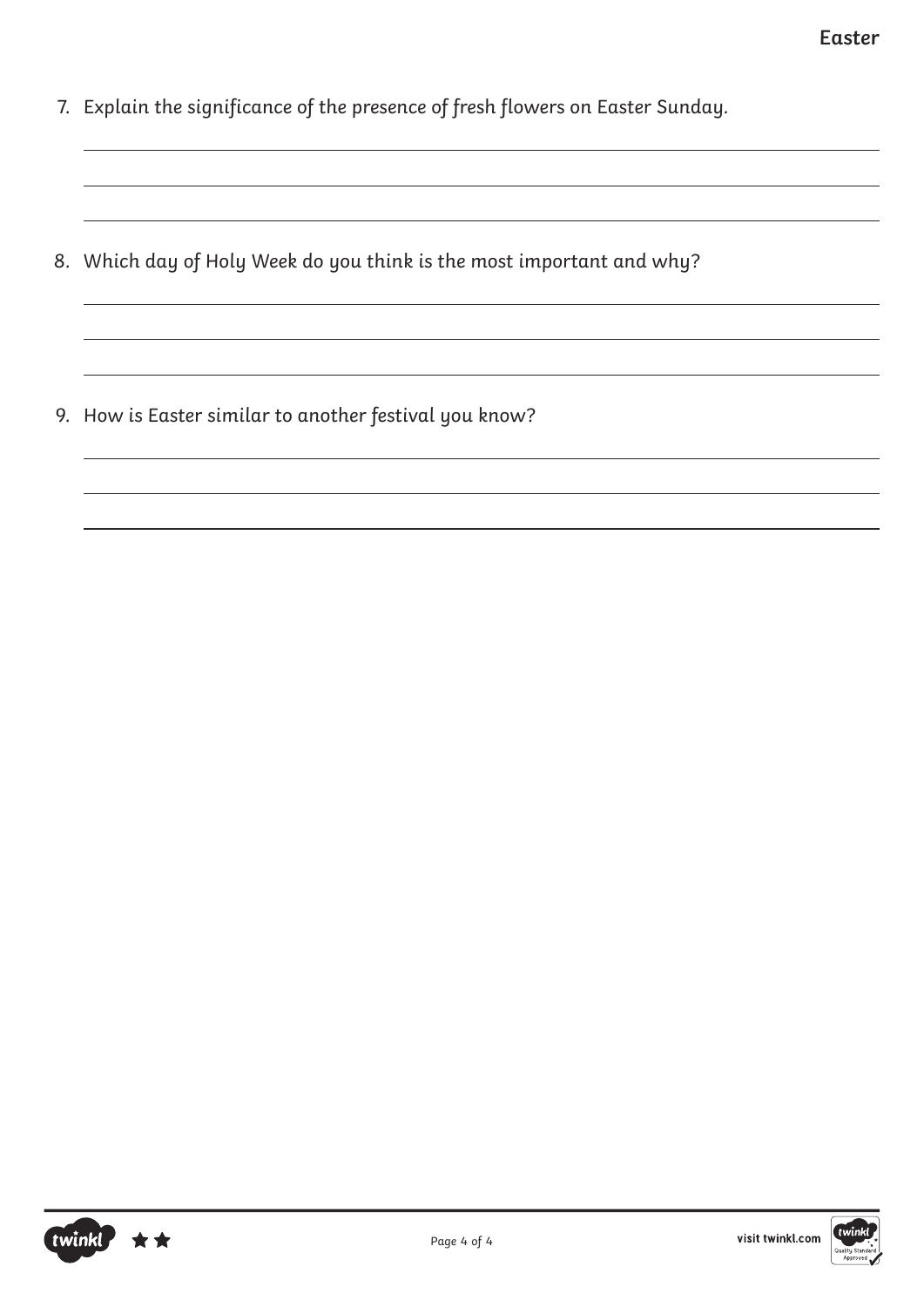7. Explain the significance of the presence of fresh flowers on Easter Sunday.

8. Which day of Holy Week do you think is the most important and why?

9. How is Easter similar to another festival you know?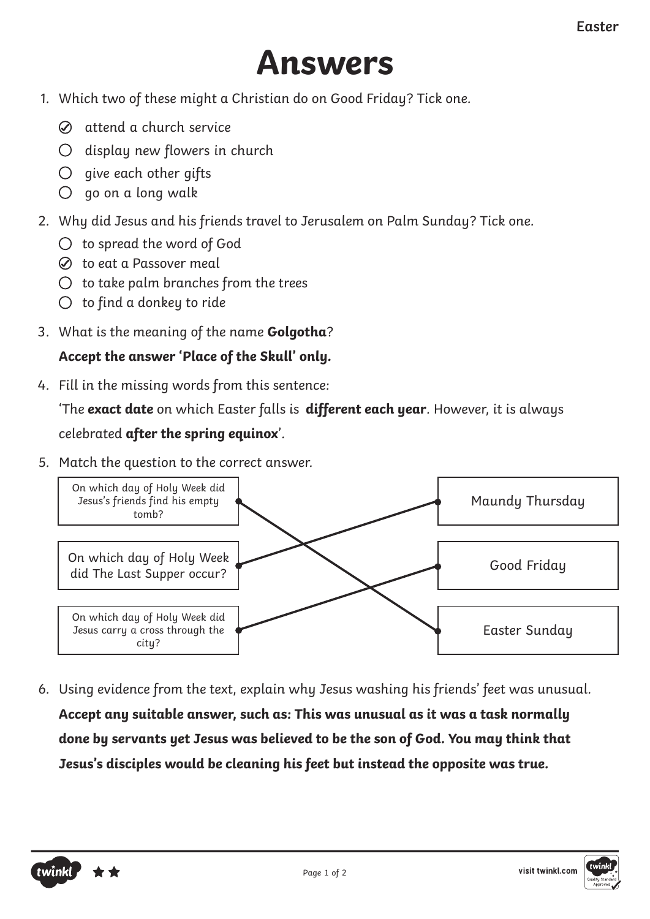# Answers

1. Which two of these might a Christian do on Good Friday? Tick one.
   - ☑ attend a church service
   - ○ display new flowers in church
   - ○ give each other gifts
   - ○ go on a long walk

2. Why did Jesus and his friends travel to Jerusalem on Palm Sunday? Tick one.
   - ○ to spread the word of God
   - ☑ to eat a Passover meal
   - ○ to take palm branches from the trees
   - ○ to find a donkey to ride

3. What is the meaning of the name **Golgotha**?

   **Accept the answer 'Place of the Skull' only.**

4. Fill in the missing words from this sentence:

   'The **exact date** on which Easter falls is **different each year**. However, it is always celebrated **after the spring equinox**'.

5. Match the question to the correct answer.

| Question | Answer |
| --- | --- |
| On which day of Holy Week did Jesus's friends find his empty tomb? | Easter Sunday |
| On which day of Holy Week did The Last Supper occur? | Maundy Thursday |
| On which day of Holy Week did Jesus carry a cross through the city? | Good Friday |

6. Using evidence from the text, explain why Jesus washing his friends' feet was unusual.

   **Accept any suitable answer, such as: This was unusual as it was a task normally done by servants yet Jesus was believed to be the son of God. You may think that Jesus's disciples would be cleaning his feet but instead the opposite was true.**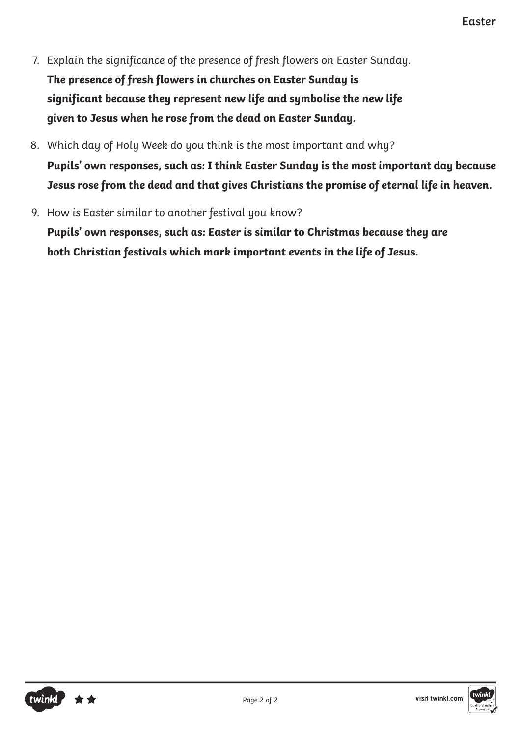7. Explain the significance of the presence of fresh flowers on Easter Sunday.

   **The presence of fresh flowers in churches on Easter Sunday is significant because they represent new life and symbolise the new life given to Jesus when he rose from the dead on Easter Sunday.**

8. Which day of Holy Week do you think is the most important and why?

   **Pupils' own responses, such as: I think Easter Sunday is the most important day because Jesus rose from the dead and that gives Christians the promise of eternal life in heaven.**

9. How is Easter similar to another festival you know?

   **Pupils' own responses, such as: Easter is similar to Christmas because they are both Christian festivals which mark important events in the life of Jesus.**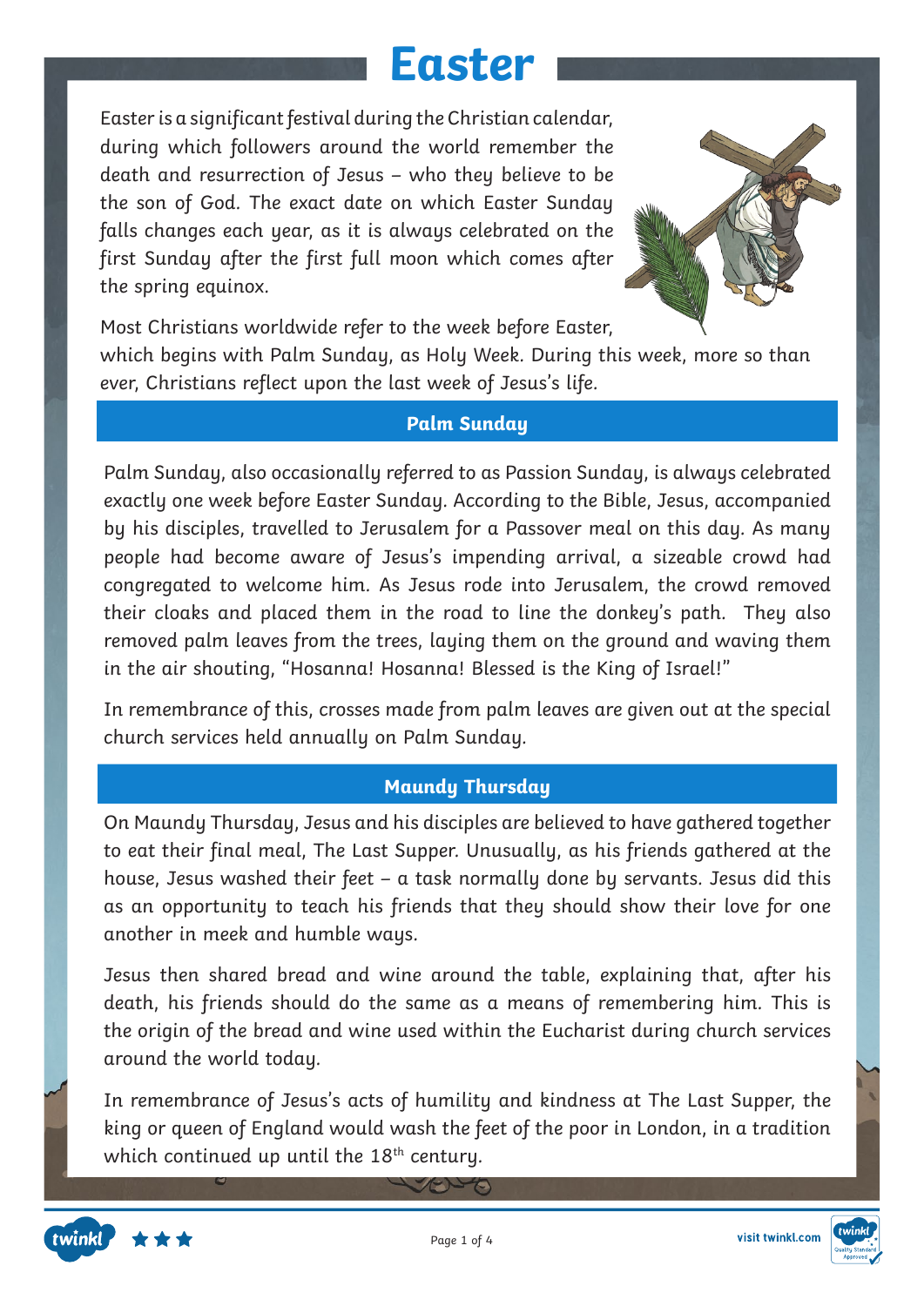# Easter

Easter is a significant festival during the Christian calendar, during which followers around the world remember the death and resurrection of Jesus – who they believe to be the son of God. The exact date on which Easter Sunday falls changes each year, as it is always celebrated on the first Sunday after the first full moon which comes after the spring equinox.

Most Christians worldwide refer to the week before Easter, which begins with Palm Sunday, as Holy Week. During this week, more so than ever, Christians reflect upon the last week of Jesus's life.

## Palm Sunday

Palm Sunday, also occasionally referred to as Passion Sunday, is always celebrated exactly one week before Easter Sunday. According to the Bible, Jesus, accompanied by his disciples, travelled to Jerusalem for a Passover meal on this day. As many people had become aware of Jesus's impending arrival, a sizeable crowd had congregated to welcome him. As Jesus rode into Jerusalem, the crowd removed their cloaks and placed them in the road to line the donkey's path. They also removed palm leaves from the trees, laying them on the ground and waving them in the air shouting, "Hosanna! Hosanna! Blessed is the King of Israel!"

In remembrance of this, crosses made from palm leaves are given out at the special church services held annually on Palm Sunday.

## Maundy Thursday

On Maundy Thursday, Jesus and his disciples are believed to have gathered together to eat their final meal, The Last Supper. Unusually, as his friends gathered at the house, Jesus washed their feet – a task normally done by servants. Jesus did this as an opportunity to teach his friends that they should show their love for one another in meek and humble ways.

Jesus then shared bread and wine around the table, explaining that, after his death, his friends should do the same as a means of remembering him. This is the origin of the bread and wine used within the Eucharist during church services around the world today.

In remembrance of Jesus's acts of humility and kindness at The Last Supper, the king or queen of England would wash the feet of the poor in London, in a tradition which continued up until the 18th century.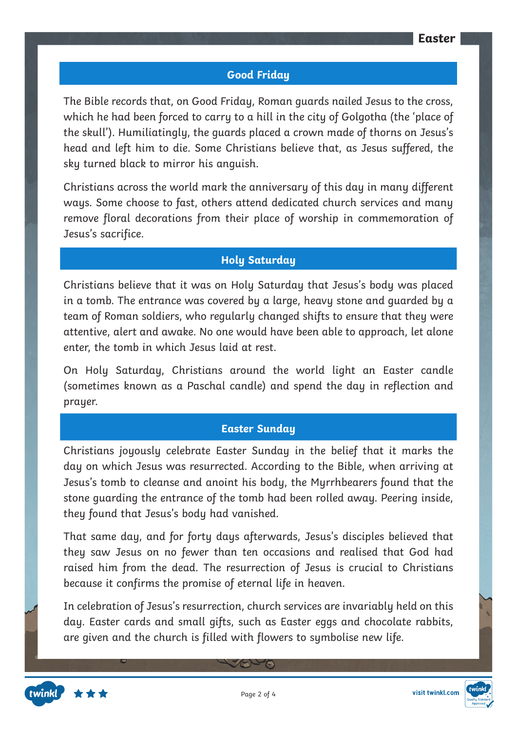## Good Friday

The Bible records that, on Good Friday, Roman guards nailed Jesus to the cross, which he had been forced to carry to a hill in the city of Golgotha (the 'place of the skull'). Humiliatingly, the guards placed a crown made of thorns on Jesus's head and left him to die. Some Christians believe that, as Jesus suffered, the sky turned black to mirror his anguish.

Christians across the world mark the anniversary of this day in many different ways. Some choose to fast, others attend dedicated church services and many remove floral decorations from their place of worship in commemoration of Jesus's sacrifice.

## Holy Saturday

Christians believe that it was on Holy Saturday that Jesus's body was placed in a tomb. The entrance was covered by a large, heavy stone and guarded by a team of Roman soldiers, who regularly changed shifts to ensure that they were attentive, alert and awake. No one would have been able to approach, let alone enter, the tomb in which Jesus laid at rest.

On Holy Saturday, Christians around the world light an Easter candle (sometimes known as a Paschal candle) and spend the day in reflection and prayer.

## Easter Sunday

Christians joyously celebrate Easter Sunday in the belief that it marks the day on which Jesus was resurrected. According to the Bible, when arriving at Jesus's tomb to cleanse and anoint his body, the Myrrhbearers found that the stone guarding the entrance of the tomb had been rolled away. Peering inside, they found that Jesus's body had vanished.

That same day, and for forty days afterwards, Jesus's disciples believed that they saw Jesus on no fewer than ten occasions and realised that God had raised him from the dead. The resurrection of Jesus is crucial to Christians because it confirms the promise of eternal life in heaven.

In celebration of Jesus's resurrection, church services are invariably held on this day. Easter cards and small gifts, such as Easter eggs and chocolate rabbits, are given and the church is filled with flowers to symbolise new life.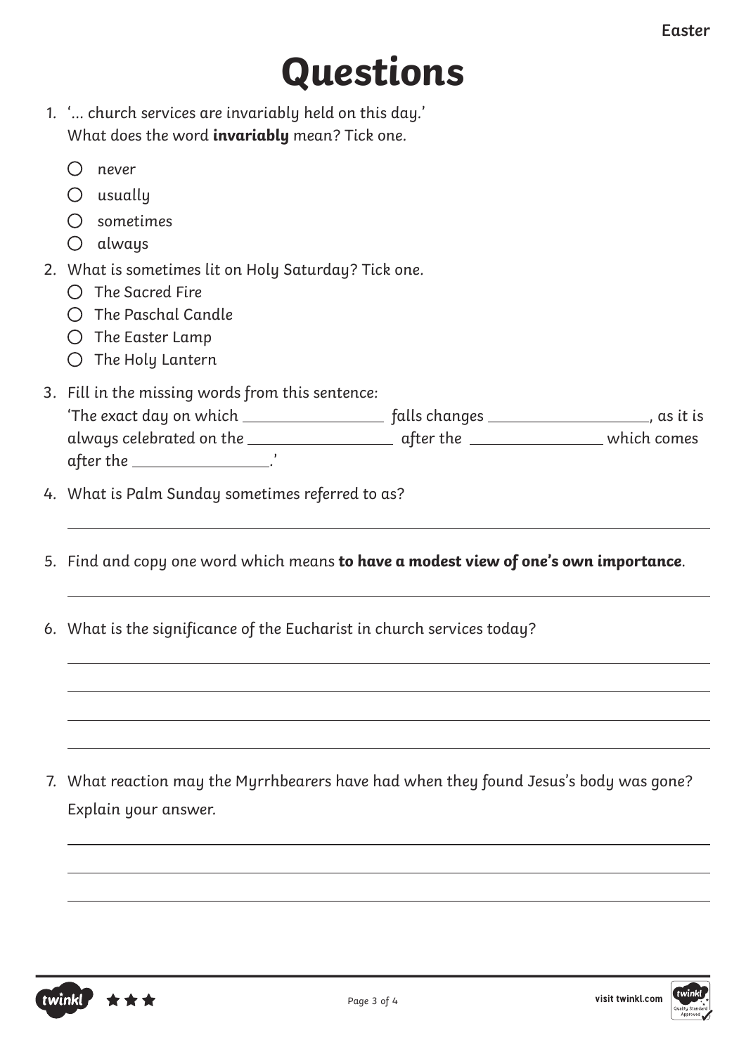# Questions

1. '... church services are invariably held on this day.'
   What does the word **invariably** mean? Tick one.

   - ○ never
   - ○ usually
   - ○ sometimes
   - ○ always

2. What is sometimes lit on Holy Saturday? Tick one.

   - ○ The Sacred Fire
   - ○ The Paschal Candle
   - ○ The Easter Lamp
   - ○ The Holy Lantern

3. Fill in the missing words from this sentence:
   'The exact day on which ________________ falls changes __________________, as it is always celebrated on the ________________ after the _______________ which comes after the _______________.'

4. What is Palm Sunday sometimes referred to as?

   ______________________________________________________________

5. Find and copy one word which means **to have a modest view of one's own importance**.

   ______________________________________________________________

6. What is the significance of the Eucharist in church services today?

   ______________________________________________________________

   ______________________________________________________________

   ______________________________________________________________

   ______________________________________________________________

7. What reaction may the Myrrhbearers have had when they found Jesus's body was gone? Explain your answer.

   ______________________________________________________________

   ______________________________________________________________

   ______________________________________________________________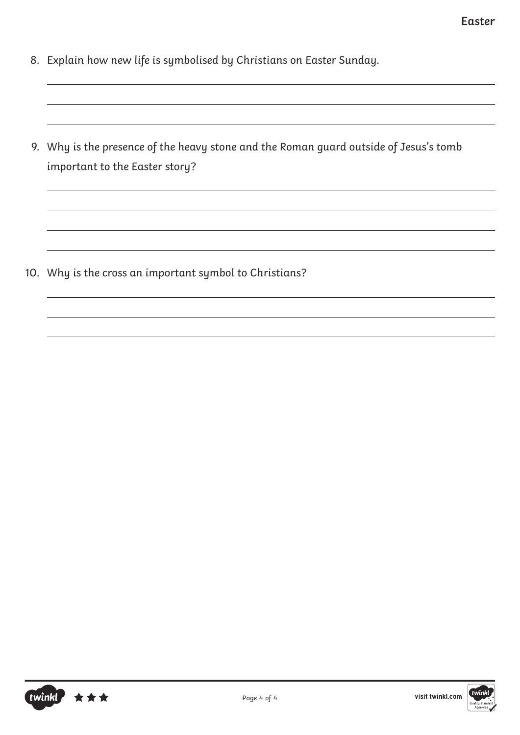8. Explain how new life is symbolised by Christians on Easter Sunday.

9. Why is the presence of the heavy stone and the Roman guard outside of Jesus's tomb important to the Easter story?

10. Why is the cross an important symbol to Christians?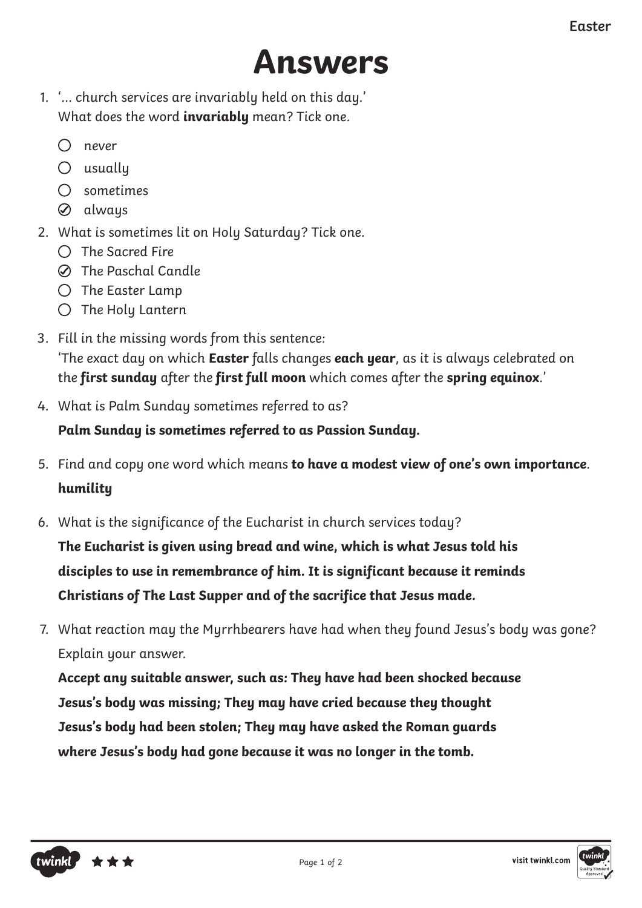# Answers

1. '... church services are invariably held on this day.'
   What does the word **invariably** mean? Tick one.
   - ○ never
   - ○ usually
   - ○ sometimes
   - ✓ always

2. What is sometimes lit on Holy Saturday? Tick one.
   - ○ The Sacred Fire
   - ✓ The Paschal Candle
   - ○ The Easter Lamp
   - ○ The Holy Lantern

3. Fill in the missing words from this sentence:
   'The exact day on which **Easter** falls changes **each year**, as it is always celebrated on the **first sunday** after the **first full moon** which comes after the **spring equinox**.'

4. What is Palm Sunday sometimes referred to as?
   **Palm Sunday is sometimes referred to as Passion Sunday.**

5. Find and copy one word which means **to have a modest view of one's own importance**.
   **humility**

6. What is the significance of the Eucharist in church services today?
   **The Eucharist is given using bread and wine, which is what Jesus told his disciples to use in remembrance of him. It is significant because it reminds Christians of The Last Supper and of the sacrifice that Jesus made.**

7. What reaction may the Myrrhbearers have had when they found Jesus's body was gone? Explain your answer.
   **Accept any suitable answer, such as: They have had been shocked because Jesus's body was missing; They may have cried because they thought Jesus's body had been stolen; They may have asked the Roman guards where Jesus's body had gone because it was no longer in the tomb.**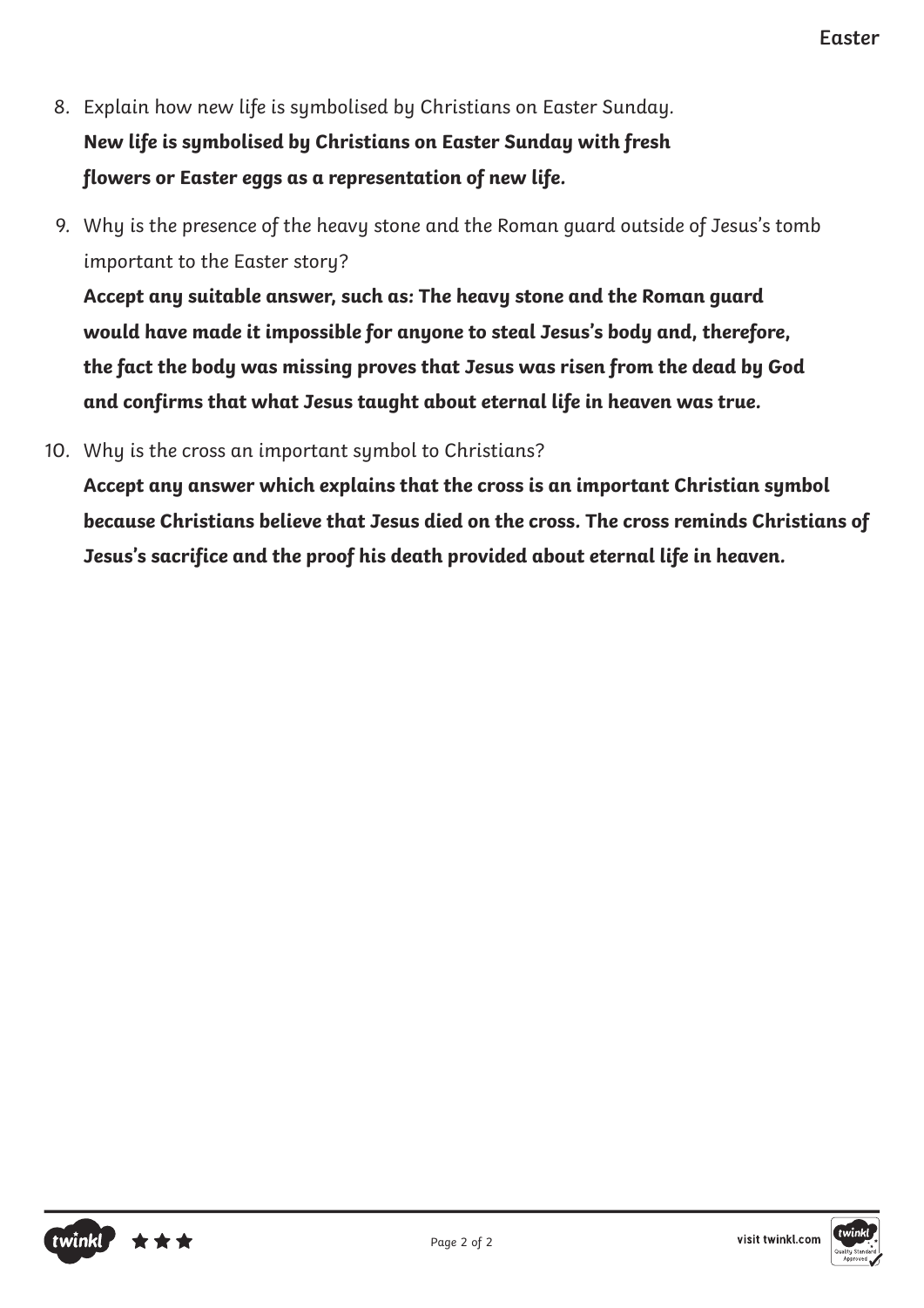8. Explain how new life is symbolised by Christians on Easter Sunday.

   ***New life is symbolised by Christians on Easter Sunday with fresh flowers or Easter eggs as a representation of new life.***

9. Why is the presence of the heavy stone and the Roman guard outside of Jesus's tomb important to the Easter story?

   ***Accept any suitable answer, such as: The heavy stone and the Roman guard would have made it impossible for anyone to steal Jesus's body and, therefore, the fact the body was missing proves that Jesus was risen from the dead by God and confirms that what Jesus taught about eternal life in heaven was true.***

10. Why is the cross an important symbol to Christians?

    ***Accept any answer which explains that the cross is an important Christian symbol because Christians believe that Jesus died on the cross. The cross reminds Christians of Jesus's sacrifice and the proof his death provided about eternal life in heaven.***